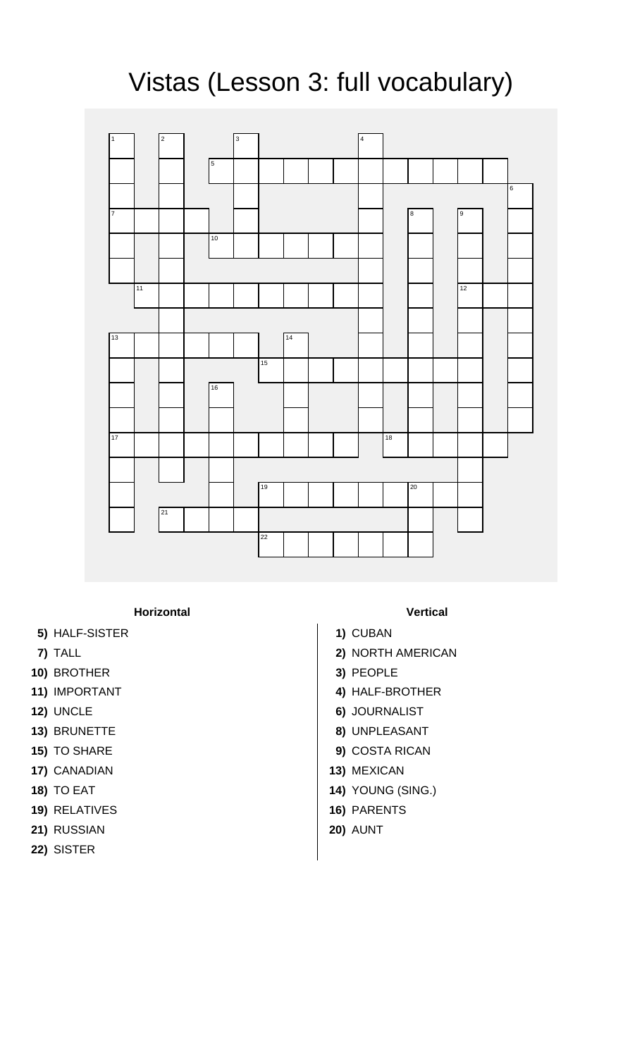# Vistas (Lesson 3: full vocabulary)

### Horizontal

**5)** HALF-SISTER
**7)** TALL
**10)** BROTHER
**11)** IMPORTANT
**12)** UNCLE
**13)** BRUNETTE
**15)** TO SHARE
**17)** CANADIAN
**18)** TO EAT
**19)** RELATIVES
**21)** RUSSIAN
**22)** SISTER

### Vertical

**1)** CUBAN
**2)** NORTH AMERICAN
**3)** PEOPLE
**4)** HALF-BROTHER
**6)** JOURNALIST
**8)** UNPLEASANT
**9)** COSTA RICAN
**13)** MEXICAN
**14)** YOUNG (SING.)
**16)** PARENTS
**20)** AUNT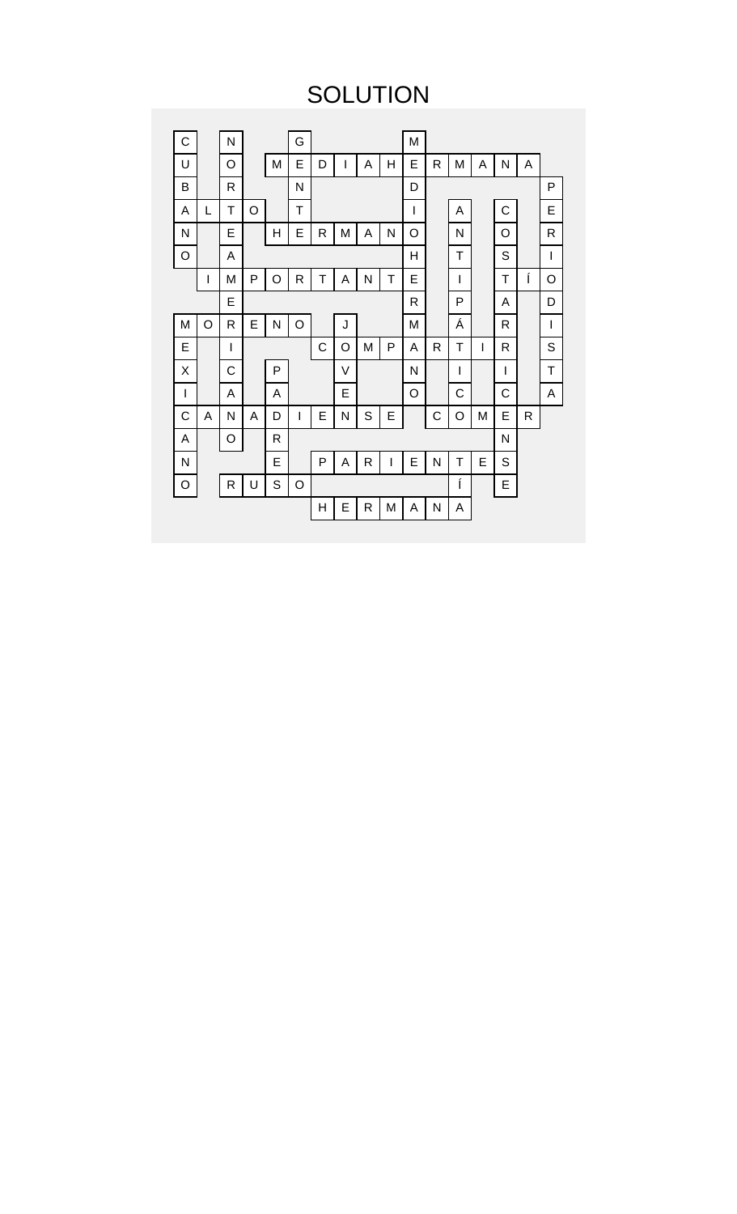# SOLUTION

| | | | | | | | | | | | | | | | | |
|---|---|---|---|---|---|---|---|---|---|---|---|---|---|---|---|---|
| C | | N | | | G | | | | | M | | | | | | |
| U | | O | | M | E | D | I | A | H | E | R | M | A | N | A | |
| B | | R | | | N | | | | | D | | | | | | P |
| A | L | T | O | | T | | | | | I | | A | | C | | E |
| N | | E | | H | E | R | M | A | N | O | | N | | O | | R |
| O | | A | | | | | | | | H | | T | | S | | I |
| | I | M | P | O | R | T | A | N | T | E | | I | | T | Í | O |
| | | E | | | | | | | | R | | P | | A | | D |
| M | O | R | E | N | O | | J | | | M | | Á | | R | | I |
| E | | I | | | | C | O | M | P | A | R | T | I | R | | S |
| X | | C | | P | | | V | | | N | | I | | I | | T |
| I | | A | | A | | | E | | | O | | C | | C | | A |
| C | A | N | A | D | I | E | N | S | E | | C | O | M | E | R | |
| A | | O | | R | | | | | | | | | | N | | |
| N | | | | E | | P | A | R | I | E | N | T | E | S | | |
| O | | R | U | S | O | | | | | | | Í | | E | | |
| | | | | | | H | E | R | M | A | N | A | | | | |